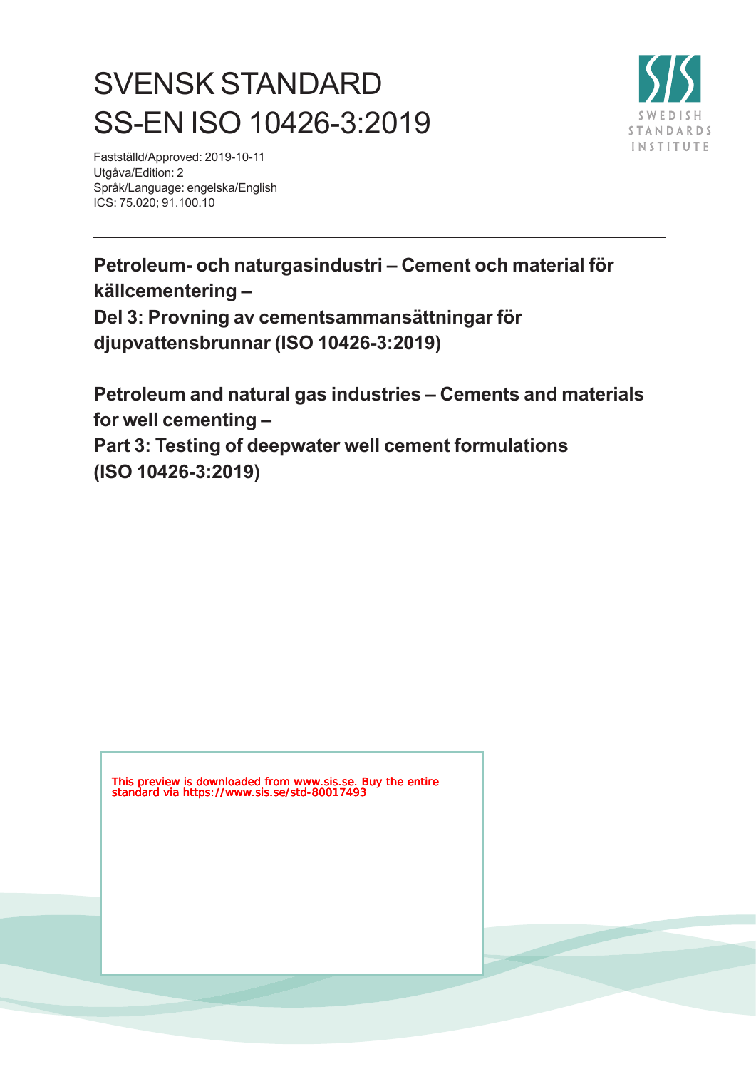# SVENSK STANDARD
# SS-EN ISO 10426-3:2019

Fastställd/Approved: 2019-10-11
Utgåva/Edition: 2
Språk/Language: engelska/English
ICS: 75.020; 91.100.10

**Petroleum- och naturgasindustri – Cement och material för källcementering –**
**Del 3: Provning av cementsammansättningar för djupvattensbrunnar (ISO 10426-3:2019)**

**Petroleum and natural gas industries – Cements and materials for well cementing –**
**Part 3: Testing of deepwater well cement formulations (ISO 10426-3:2019)**

This preview is downloaded from www.sis.se. Buy the entire standard via https://www.sis.se/std-80017493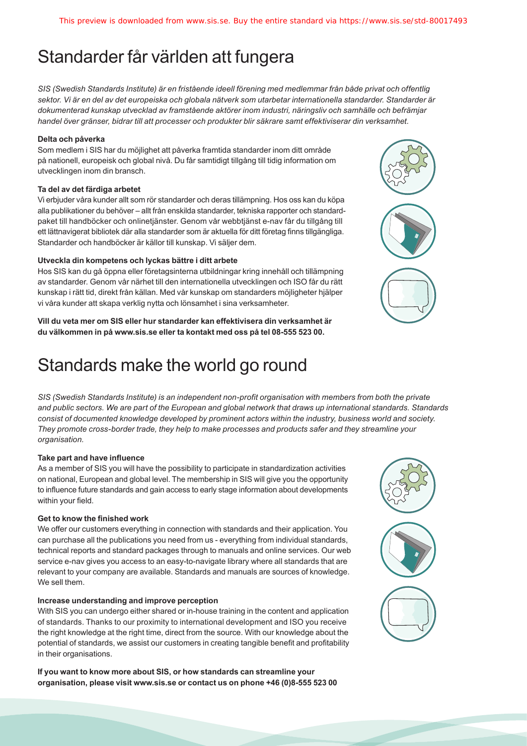# Standarder får världen att fungera

*SIS (Swedish Standards Institute) är en fristående ideell förening med medlemmar från både privat och offentlig sektor. Vi är en del av det europeiska och globala nätverk som utarbetar internationella standarder. Standarder är dokumenterad kunskap utvecklad av framstående aktörer inom industri, näringsliv och samhälle och befrämjar handel över gränser, bidrar till att processer och produkter blir säkrare samt effektiviserar din verksamhet.*

**Delta och påverka**

Som medlem i SIS har du möjlighet att påverka framtida standarder inom ditt område på nationell, europeisk och global nivå. Du får samtidigt tillgång till tidig information om utvecklingen inom din bransch.

**Ta del av det färdiga arbetet**

Vi erbjuder våra kunder allt som rör standarder och deras tillämpning. Hos oss kan du köpa alla publikationer du behöver – allt från enskilda standarder, tekniska rapporter och standardpaket till handböcker och onlinetjänster. Genom vår webbtjänst e-nav får du tillgång till ett lättnavigerat bibliotek där alla standarder som är aktuella för ditt företag finns tillgängliga. Standarder och handböcker är källor till kunskap. Vi säljer dem.

**Utveckla din kompetens och lyckas bättre i ditt arbete**

Hos SIS kan du gå öppna eller företagsinterna utbildningar kring innehåll och tillämpning av standarder. Genom vår närhet till den internationella utvecklingen och ISO får du rätt kunskap i rätt tid, direkt från källan. Med vår kunskap om standarders möjligheter hjälper vi våra kunder att skapa verklig nytta och lönsamhet i sina verksamheter.

**Vill du veta mer om SIS eller hur standarder kan effektivisera din verksamhet är du välkommen in på www.sis.se eller ta kontakt med oss på tel 08-555 523 00.**

# Standards make the world go round

*SIS (Swedish Standards Institute) is an independent non-profit organisation with members from both the private and public sectors. We are part of the European and global network that draws up international standards. Standards consist of documented knowledge developed by prominent actors within the industry, business world and society. They promote cross-border trade, they help to make processes and products safer and they streamline your organisation.*

**Take part and have influence**

As a member of SIS you will have the possibility to participate in standardization activities on national, European and global level. The membership in SIS will give you the opportunity to influence future standards and gain access to early stage information about developments within your field.

**Get to know the finished work**

We offer our customers everything in connection with standards and their application. You can purchase all the publications you need from us - everything from individual standards, technical reports and standard packages through to manuals and online services. Our web service e-nav gives you access to an easy-to-navigate library where all standards that are relevant to your company are available. Standards and manuals are sources of knowledge. We sell them.

**Increase understanding and improve perception**

With SIS you can undergo either shared or in-house training in the content and application of standards. Thanks to our proximity to international development and ISO you receive the right knowledge at the right time, direct from the source. With our knowledge about the potential of standards, we assist our customers in creating tangible benefit and profitability in their organisations.

**If you want to know more about SIS, or how standards can streamline your organisation, please visit www.sis.se or contact us on phone +46 (0)8-555 523 00**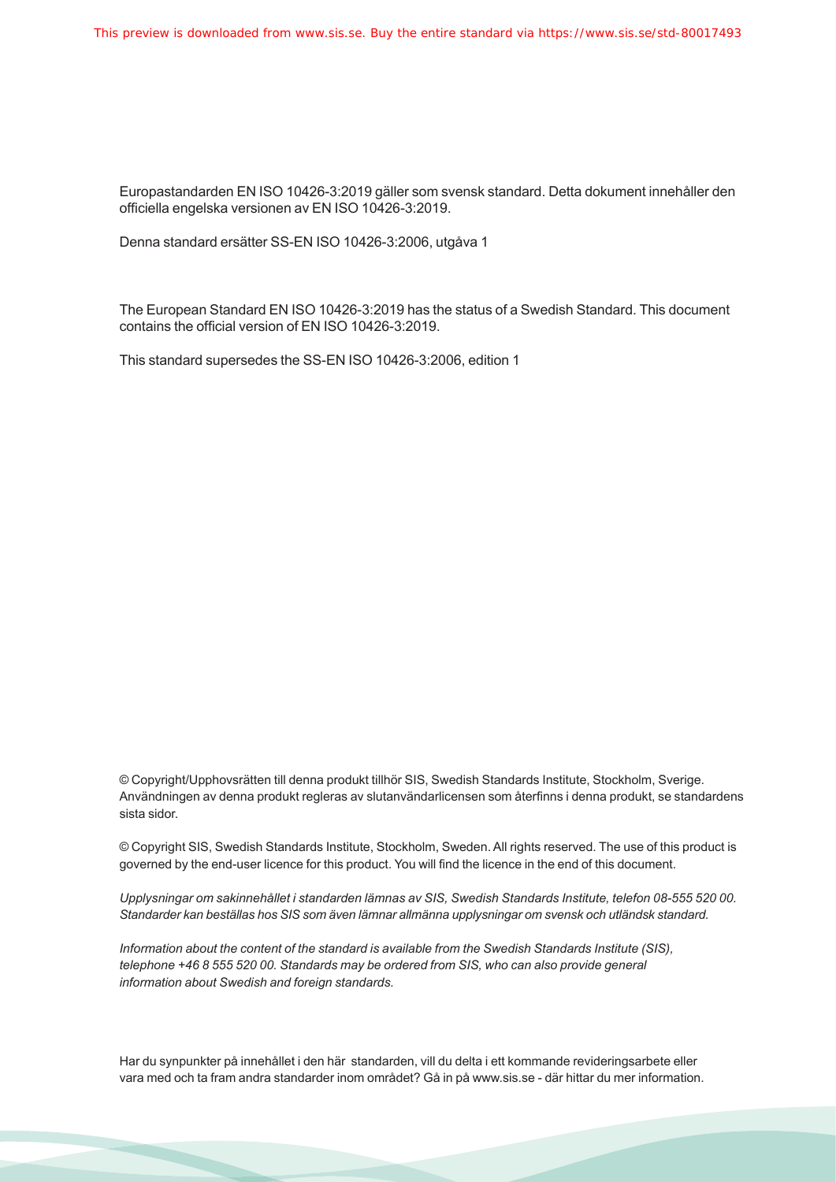Europastandarden EN ISO 10426-3:2019 gäller som svensk standard. Detta dokument innehåller den officiella engelska versionen av EN ISO 10426-3:2019.

Denna standard ersätter SS-EN ISO 10426-3:2006, utgåva 1

The European Standard EN ISO 10426-3:2019 has the status of a Swedish Standard. This document contains the official version of EN ISO 10426-3:2019.

This standard supersedes the SS-EN ISO 10426-3:2006, edition 1

© Copyright/Upphovsrätten till denna produkt tillhör SIS, Swedish Standards Institute, Stockholm, Sverige. Användningen av denna produkt regleras av slutanvändarlicensen som återfinns i denna produkt, se standardens sista sidor.

© Copyright SIS, Swedish Standards Institute, Stockholm, Sweden. All rights reserved. The use of this product is governed by the end-user licence for this product. You will find the licence in the end of this document.

*Upplysningar om sakinnehållet i standarden lämnas av SIS, Swedish Standards Institute, telefon 08-555 520 00. Standarder kan beställas hos SIS som även lämnar allmänna upplysningar om svensk och utländsk standard.*

*Information about the content of the standard is available from the Swedish Standards Institute (SIS), telephone +46 8 555 520 00. Standards may be ordered from SIS, who can also provide general information about Swedish and foreign standards.*

Har du synpunkter på innehållet i den här standarden, vill du delta i ett kommande revideringsarbete eller vara med och ta fram andra standarder inom området? Gå in på www.sis.se - där hittar du mer information.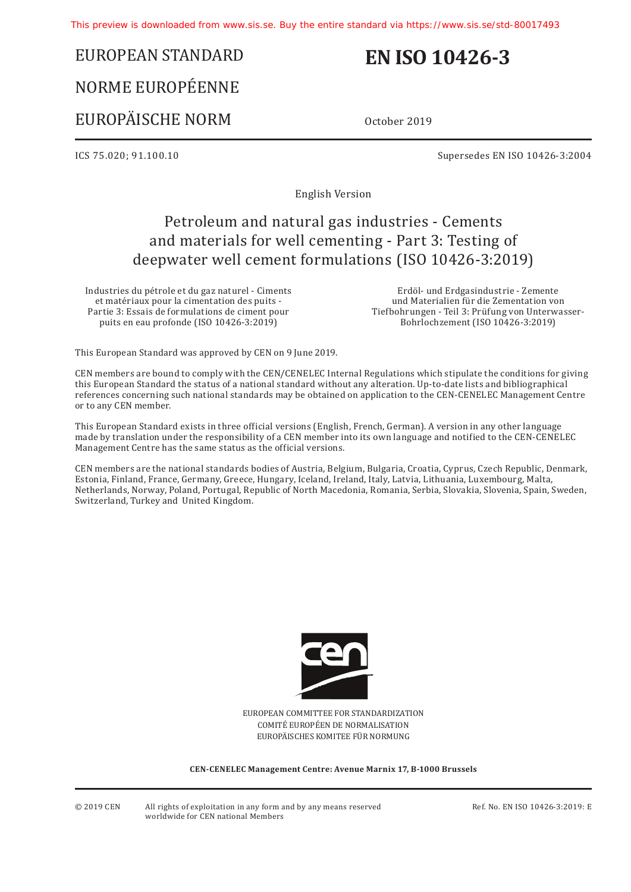EUROPEAN STANDARD

NORME EUROPÉENNE

EUROPÄISCHE NORM

# EN ISO 10426-3

October 2019

ICS 75.020; 91.100.10

Supersedes EN ISO 10426-3:2004

English Version

## Petroleum and natural gas industries - Cements and materials for well cementing - Part 3: Testing of deepwater well cement formulations (ISO 10426-3:2019)

Industries du pétrole et du gaz naturel - Ciments et matériaux pour la cimentation des puits - Partie 3: Essais de formulations de ciment pour puits en eau profonde (ISO 10426-3:2019)

Erdöl- und Erdgasindustrie - Zemente und Materialien für die Zementation von Tiefbohrungen - Teil 3: Prüfung von Unterwasser-Bohrlochzement (ISO 10426-3:2019)

This European Standard was approved by CEN on 9 June 2019.

CEN members are bound to comply with the CEN/CENELEC Internal Regulations which stipulate the conditions for giving this European Standard the status of a national standard without any alteration. Up-to-date lists and bibliographical references concerning such national standards may be obtained on application to the CEN-CENELEC Management Centre or to any CEN member.

This European Standard exists in three official versions (English, French, German). A version in any other language made by translation under the responsibility of a CEN member into its own language and notified to the CEN-CENELEC Management Centre has the same status as the official versions.

CEN members are the national standards bodies of Austria, Belgium, Bulgaria, Croatia, Cyprus, Czech Republic, Denmark, Estonia, Finland, France, Germany, Greece, Hungary, Iceland, Ireland, Italy, Latvia, Lithuania, Luxembourg, Malta, Netherlands, Norway, Poland, Portugal, Republic of North Macedonia, Romania, Serbia, Slovakia, Slovenia, Spain, Sweden, Switzerland, Turkey and United Kingdom.

EUROPEAN COMMITTEE FOR STANDARDIZATION
COMITÉ EUROPÉEN DE NORMALISATION
EUROPÄISCHES KOMITEE FÜR NORMUNG

**CEN-CENELEC Management Centre: Avenue Marnix 17, B-1000 Brussels**

© 2019 CEN All rights of exploitation in any form and by any means reserved worldwide for CEN national Members

Ref. No. EN ISO 10426-3:2019: E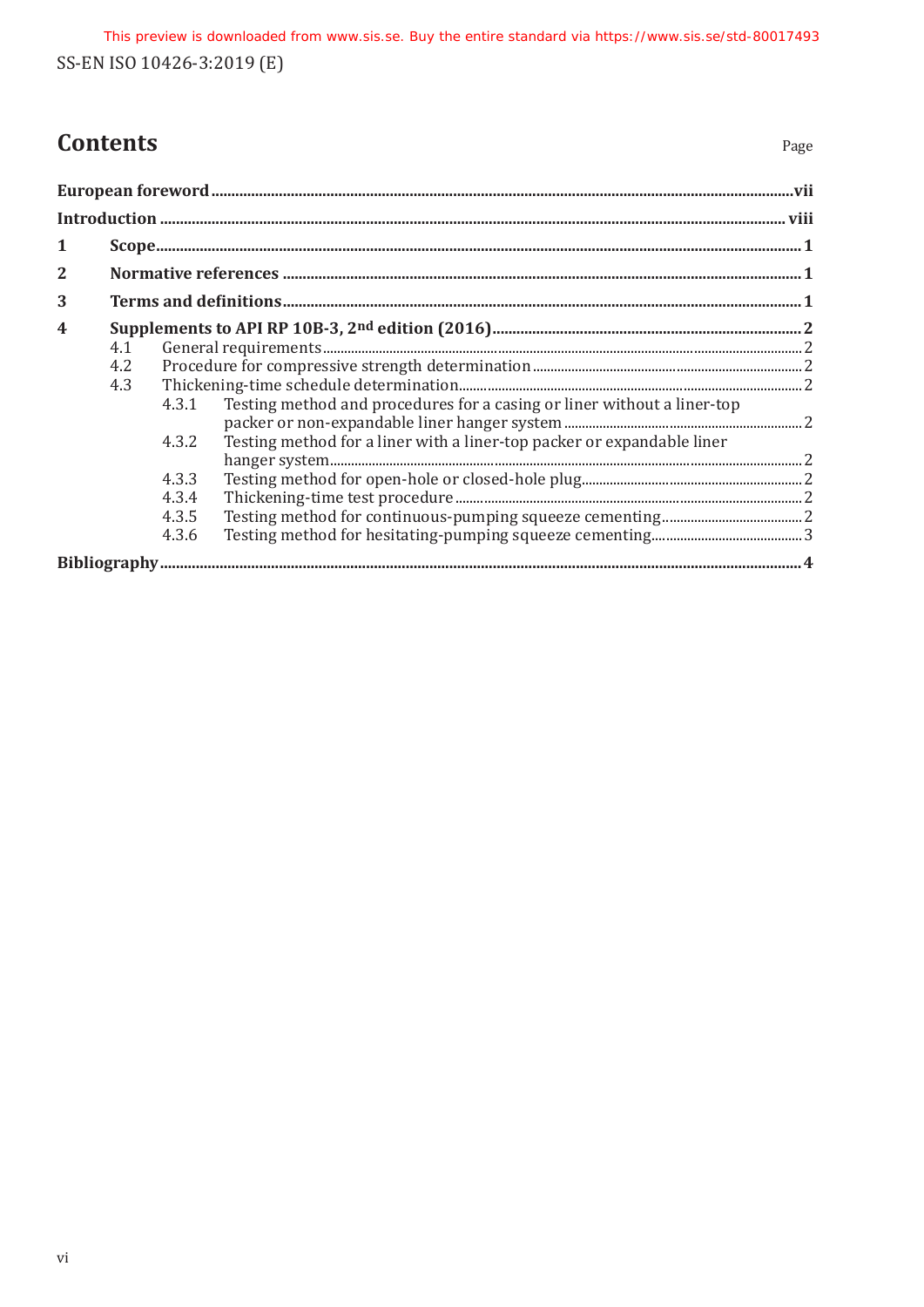# Contents

Page

**European foreword** ........ vii

**Introduction** ........ viii

**1 Scope** ........ 1

**2 Normative references** ........ 1

**3 Terms and definitions** ........ 1

**4 Supplements to API RP 10B-3, 2nd edition (2016)** ........ 2

- 4.1 General requirements ........ 2
- 4.2 Procedure for compressive strength determination ........ 2
- 4.3 Thickening-time schedule determination ........ 2
  - 4.3.1 Testing method and procedures for a casing or liner without a liner-top packer or non-expandable liner hanger system ........ 2
  - 4.3.2 Testing method for a liner with a liner-top packer or expandable liner hanger system ........ 2
  - 4.3.3 Testing method for open-hole or closed-hole plug ........ 2
  - 4.3.4 Thickening-time test procedure ........ 2
  - 4.3.5 Testing method for continuous-pumping squeeze cementing ........ 2
  - 4.3.6 Testing method for hesitating-pumping squeeze cementing ........ 3

**Bibliography** ........ 4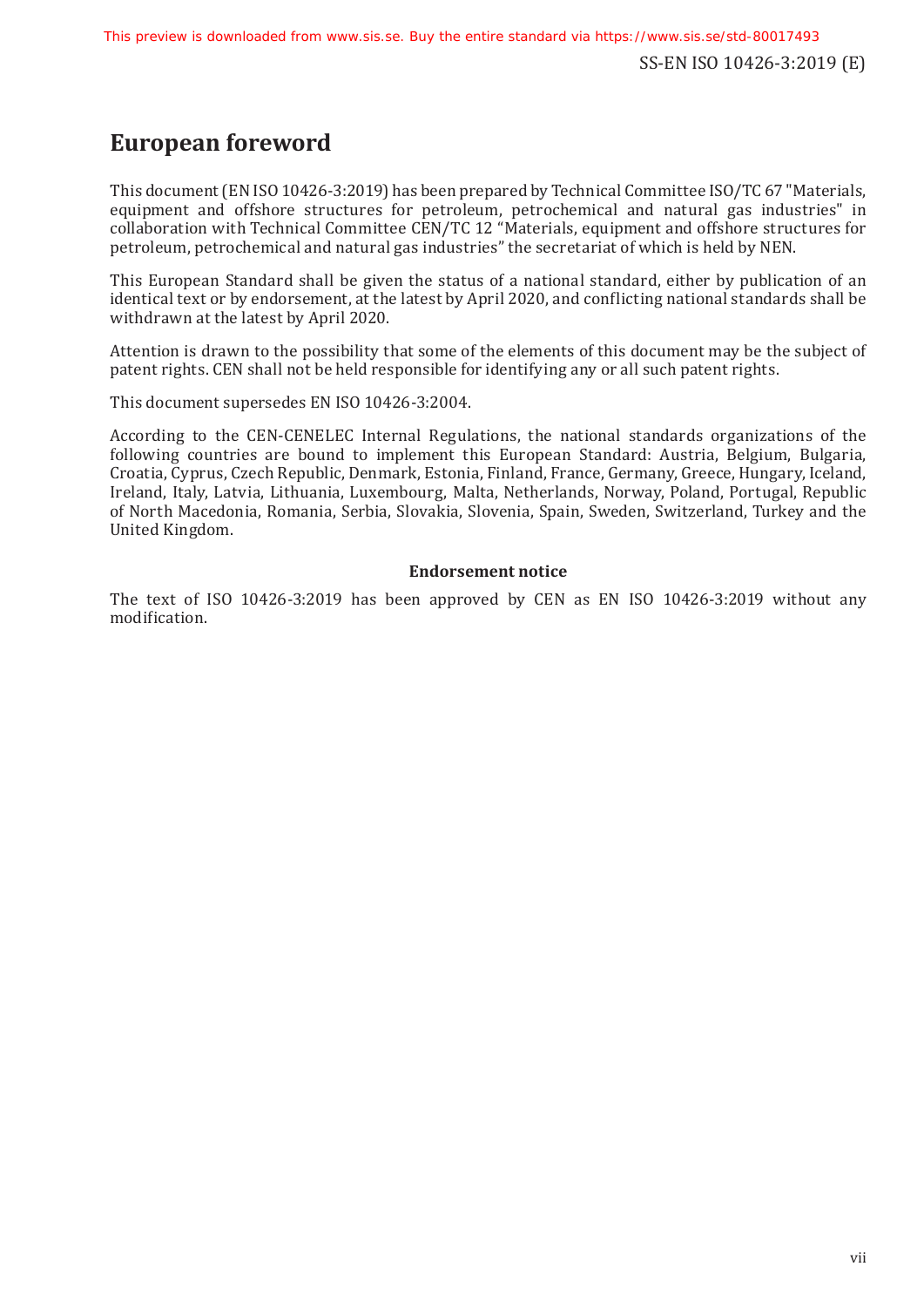# European foreword

This document (EN ISO 10426-3:2019) has been prepared by Technical Committee ISO/TC 67 "Materials, equipment and offshore structures for petroleum, petrochemical and natural gas industries" in collaboration with Technical Committee CEN/TC 12 “Materials, equipment and offshore structures for petroleum, petrochemical and natural gas industries” the secretariat of which is held by NEN.

This European Standard shall be given the status of a national standard, either by publication of an identical text or by endorsement, at the latest by April 2020, and conflicting national standards shall be withdrawn at the latest by April 2020.

Attention is drawn to the possibility that some of the elements of this document may be the subject of patent rights. CEN shall not be held responsible for identifying any or all such patent rights.

This document supersedes EN ISO 10426-3:2004.

According to the CEN-CENELEC Internal Regulations, the national standards organizations of the following countries are bound to implement this European Standard: Austria, Belgium, Bulgaria, Croatia, Cyprus, Czech Republic, Denmark, Estonia, Finland, France, Germany, Greece, Hungary, Iceland, Ireland, Italy, Latvia, Lithuania, Luxembourg, Malta, Netherlands, Norway, Poland, Portugal, Republic of North Macedonia, Romania, Serbia, Slovakia, Slovenia, Spain, Sweden, Switzerland, Turkey and the United Kingdom.

**Endorsement notice**

The text of ISO 10426-3:2019 has been approved by CEN as EN ISO 10426-3:2019 without any modification.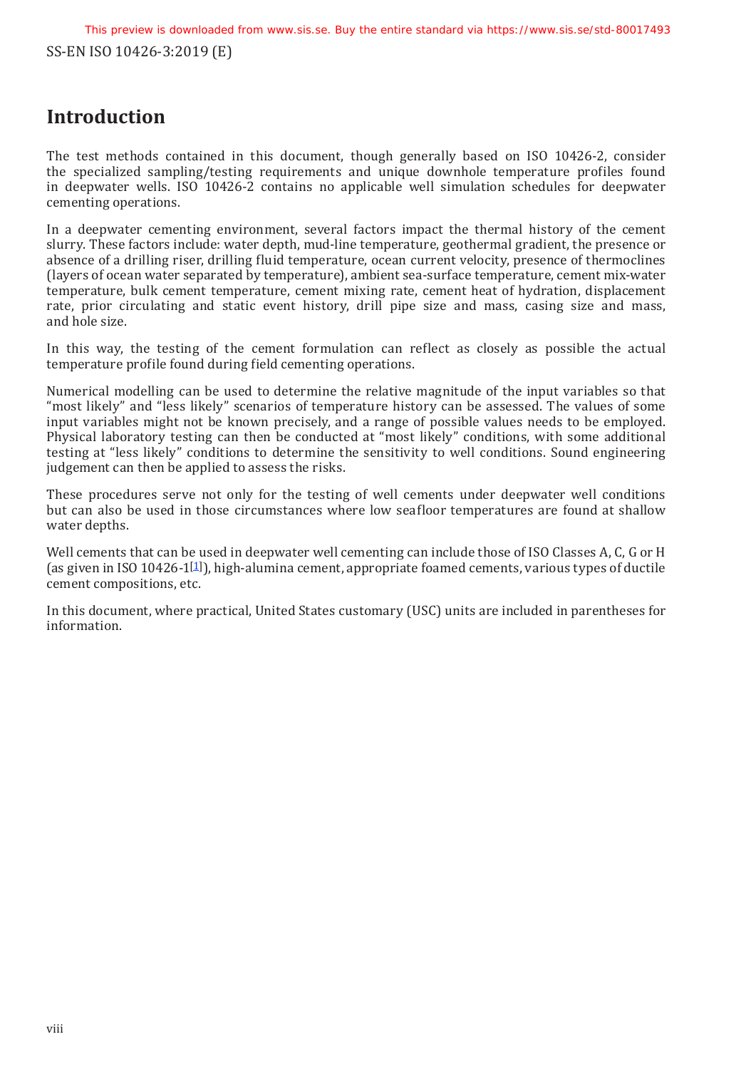## Introduction

The test methods contained in this document, though generally based on ISO 10426-2, consider the specialized sampling/testing requirements and unique downhole temperature profiles found in deepwater wells. ISO 10426-2 contains no applicable well simulation schedules for deepwater cementing operations.

In a deepwater cementing environment, several factors impact the thermal history of the cement slurry. These factors include: water depth, mud-line temperature, geothermal gradient, the presence or absence of a drilling riser, drilling fluid temperature, ocean current velocity, presence of thermoclines (layers of ocean water separated by temperature), ambient sea-surface temperature, cement mix-water temperature, bulk cement temperature, cement mixing rate, cement heat of hydration, displacement rate, prior circulating and static event history, drill pipe size and mass, casing size and mass, and hole size.

In this way, the testing of the cement formulation can reflect as closely as possible the actual temperature profile found during field cementing operations.

Numerical modelling can be used to determine the relative magnitude of the input variables so that "most likely" and "less likely" scenarios of temperature history can be assessed. The values of some input variables might not be known precisely, and a range of possible values needs to be employed. Physical laboratory testing can then be conducted at "most likely" conditions, with some additional testing at "less likely" conditions to determine the sensitivity to well conditions. Sound engineering judgement can then be applied to assess the risks.

These procedures serve not only for the testing of well cements under deepwater well conditions but can also be used in those circumstances where low seafloor temperatures are found at shallow water depths.

Well cements that can be used in deepwater well cementing can include those of ISO Classes A, C, G or H (as given in ISO 10426-1[1]), high-alumina cement, appropriate foamed cements, various types of ductile cement compositions, etc.

In this document, where practical, United States customary (USC) units are included in parentheses for information.